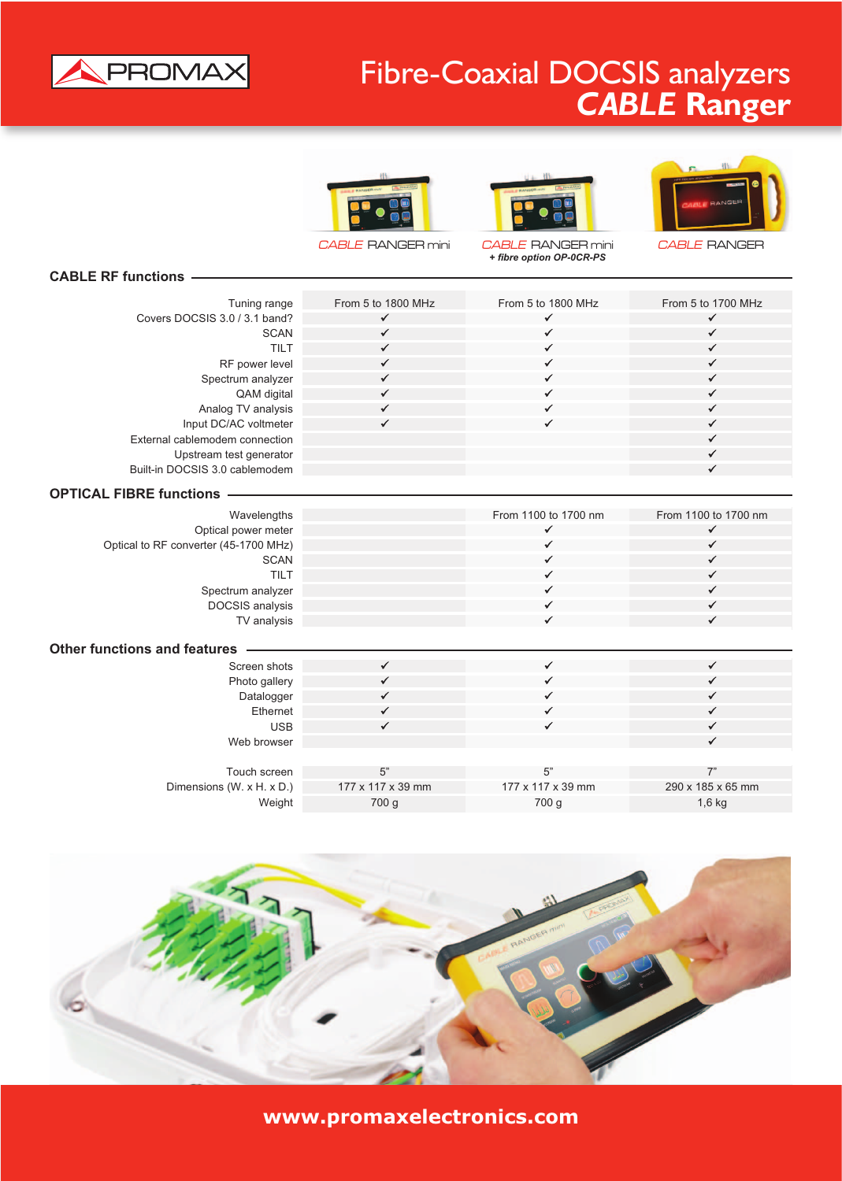# PROMAX

# Fibre-Coaxial DOCSIS analyzers
# *CABLE* Ranger

| | CABLE RANGER mini | CABLE RANGER mini + *fibre option OP-0CR-PS* | CABLE RANGER |
|---|---|---|---|
| **CABLE RF functions** | | | |
| Tuning range | From 5 to 1800 MHz | From 5 to 1800 MHz | From 5 to 1700 MHz |
| Covers DOCSIS 3.0 / 3.1 band? | ✓ | ✓ | ✓ |
| SCAN | ✓ | ✓ | ✓ |
| TILT | ✓ | ✓ | ✓ |
| RF power level | ✓ | ✓ | ✓ |
| Spectrum analyzer | ✓ | ✓ | ✓ |
| QAM digital | ✓ | ✓ | ✓ |
| Analog TV analysis | ✓ | ✓ | ✓ |
| Input DC/AC voltmeter | ✓ | ✓ | ✓ |
| External cablemodem connection | | | ✓ |
| Upstream test generator | | | ✓ |
| Built-in DOCSIS 3.0 cablemodem | | | ✓ |
| **OPTICAL FIBRE functions** | | | |
| Wavelengths | | From 1100 to 1700 nm | From 1100 to 1700 nm |
| Optical power meter | | ✓ | ✓ |
| Optical to RF converter (45-1700 MHz) | | ✓ | ✓ |
| SCAN | | ✓ | ✓ |
| TILT | | ✓ | ✓ |
| Spectrum analyzer | | ✓ | ✓ |
| DOCSIS analysis | | ✓ | ✓ |
| TV analysis | | ✓ | ✓ |
| **Other functions and features** | | | |
| Screen shots | ✓ | ✓ | ✓ |
| Photo gallery | ✓ | ✓ | ✓ |
| Datalogger | ✓ | ✓ | ✓ |
| Ethernet | ✓ | ✓ | ✓ |
| USB | ✓ | ✓ | ✓ |
| Web browser | | | ✓ |
| Touch screen | 5” | 5” | 7” |
| Dimensions (W. x H. x D.) | 177 x 117 x 39 mm | 177 x 117 x 39 mm | 290 x 185 x 65 mm |
| Weight | 700 g | 700 g | 1,6 kg |

**www.promaxelectronics.com**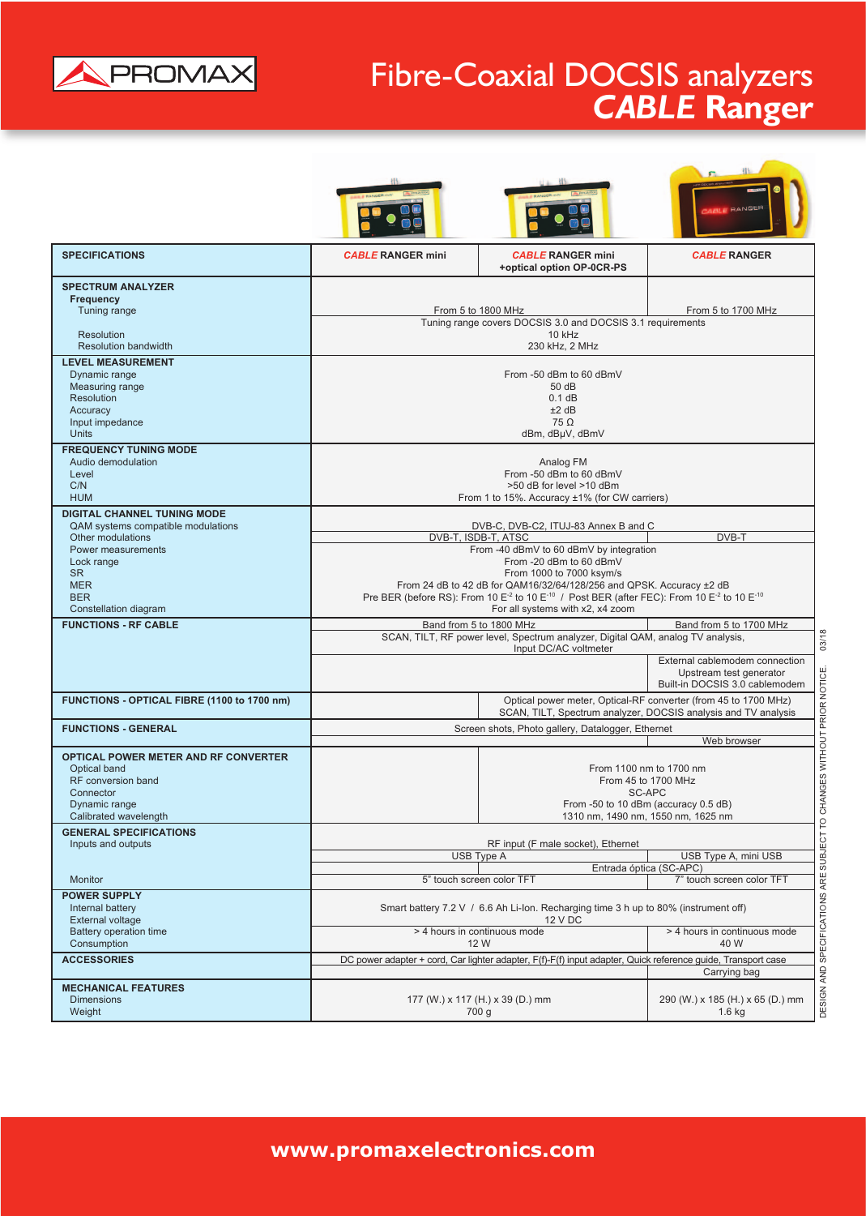# Fibre-Coaxial DOCSIS analyzers
# *CABLE* Ranger

| SPECIFICATIONS | *CABLE* RANGER mini | *CABLE* RANGER mini +optical option OP-0CR-PS | *CABLE* RANGER |
|---|---|---|---|
| **SPECTRUM ANALYZER** | | | |
| **Frequency** | | | |
| Tuning range | From 5 to 1800 MHz | From 5 to 1800 MHz | From 5 to 1700 MHz |
| | Tuning range covers DOCSIS 3.0 and DOCSIS 3.1 requirements | Tuning range covers DOCSIS 3.0 and DOCSIS 3.1 requirements | Tuning range covers DOCSIS 3.0 and DOCSIS 3.1 requirements |
| Resolution | 10 kHz | 10 kHz | 10 kHz |
| Resolution bandwidth | 230 kHz, 2 MHz | 230 kHz, 2 MHz | 230 kHz, 2 MHz |
| **LEVEL MEASUREMENT** | | | |
| Dynamic range | From -50 dBm to 60 dBmV | From -50 dBm to 60 dBmV | From -50 dBm to 60 dBmV |
| Measuring range | 50 dB | 50 dB | 50 dB |
| Resolution | 0.1 dB | 0.1 dB | 0.1 dB |
| Accuracy | ±2 dB | ±2 dB | ±2 dB |
| Input impedance | 75 Ω | 75 Ω | 75 Ω |
| Units | dBm, dBµV, dBmV | dBm, dBµV, dBmV | dBm, dBµV, dBmV |
| **FREQUENCY TUNING MODE** | | | |
| Audio demodulation | Analog FM | Analog FM | Analog FM |
| Level | From -50 dBm to 60 dBmV | From -50 dBm to 60 dBmV | From -50 dBm to 60 dBmV |
| C/N | >50 dB for level >10 dBm | >50 dB for level >10 dBm | >50 dB for level >10 dBm |
| HUM | From 1 to 15%. Accuracy ±1% (for CW carriers) | From 1 to 15%. Accuracy ±1% (for CW carriers) | From 1 to 15%. Accuracy ±1% (for CW carriers) |
| **DIGITAL CHANNEL TUNING MODE** | | | |
| QAM systems compatible modulations | DVB-C, DVB-C2, ITUJ-83 Annex B and C | DVB-C, DVB-C2, ITUJ-83 Annex B and C | DVB-C, DVB-C2, ITUJ-83 Annex B and C |
| Other modulations | DVB-T, ISDB-T, ATSC | DVB-T, ISDB-T, ATSC | DVB-T |
| Power measurements | From -40 dBmV to 60 dBmV by integration | From -40 dBmV to 60 dBmV by integration | From -40 dBmV to 60 dBmV by integration |
| Lock range | From -20 dBm to 60 dBmV | From -20 dBm to 60 dBmV | From -20 dBm to 60 dBmV |
| SR | From 1000 to 7000 ksym/s | From 1000 to 7000 ksym/s | From 1000 to 7000 ksym/s |
| MER | From 24 dB to 42 dB for QAM16/32/64/128/256 and QPSK. Accuracy ±2 dB | From 24 dB to 42 dB for QAM16/32/64/128/256 and QPSK. Accuracy ±2 dB | From 24 dB to 42 dB for QAM16/32/64/128/256 and QPSK. Accuracy ±2 dB |
| BER | Pre BER (before RS): From 10 $E^{-2}$ to 10 $E^{-10}$ / Post BER (after FEC): From 10 $E^{-2}$ to 10 $E^{-10}$ | Pre BER (before RS): From 10 $E^{-2}$ to 10 $E^{-10}$ / Post BER (after FEC): From 10 $E^{-2}$ to 10 $E^{-10}$ | Pre BER (before RS): From 10 $E^{-2}$ to 10 $E^{-10}$ / Post BER (after FEC): From 10 $E^{-2}$ to 10 $E^{-10}$ |
| Constellation diagram | For all systems with x2, x4 zoom | For all systems with x2, x4 zoom | For all systems with x2, x4 zoom |
| **FUNCTIONS - RF CABLE** | Band from 5 to 1800 MHz | Band from 5 to 1800 MHz | Band from 5 to 1700 MHz |
| | SCAN, TILT, RF power level, Spectrum analyzer, Digital QAM, analog TV analysis, Input DC/AC voltmeter | SCAN, TILT, RF power level, Spectrum analyzer, Digital QAM, analog TV analysis, Input DC/AC voltmeter | SCAN, TILT, RF power level, Spectrum analyzer, Digital QAM, analog TV analysis, Input DC/AC voltmeter |
| | | | External cablemodem connection<br>Upstream test generator<br>Built-in DOCSIS 3.0 cablemodem |
| **FUNCTIONS - OPTICAL FIBRE (1100 to 1700 nm)** | | Optical power meter, Optical-RF converter (from 45 to 1700 MHz)<br>SCAN, TILT, Spectrum analyzer, DOCSIS analysis and TV analysis | Optical power meter, Optical-RF converter (from 45 to 1700 MHz)<br>SCAN, TILT, Spectrum analyzer, DOCSIS analysis and TV analysis |
| **FUNCTIONS - GENERAL** | Screen shots, Photo gallery, Datalogger, Ethernet | Screen shots, Photo gallery, Datalogger, Ethernet | Screen shots, Photo gallery, Datalogger, Ethernet |
| | | | Web browser |
| **OPTICAL POWER METER AND RF CONVERTER** | | | |
| Optical band | | From 1100 nm to 1700 nm | From 1100 nm to 1700 nm |
| RF conversion band | | From 45 to 1700 MHz | From 45 to 1700 MHz |
| Connector | | SC-APC | SC-APC |
| Dynamic range | | From -50 to 10 dBm (accuracy 0.5 dB) | From -50 to 10 dBm (accuracy 0.5 dB) |
| Calibrated wavelength | | 1310 nm, 1490 nm, 1550 nm, 1625 nm | 1310 nm, 1490 nm, 1550 nm, 1625 nm |
| **GENERAL SPECIFICATIONS** | | | |
| Inputs and outputs | RF input (F male socket), Ethernet | RF input (F male socket), Ethernet | RF input (F male socket), Ethernet |
| | USB Type A | USB Type A | USB Type A, mini USB |
| | | Entrada óptica (SC-APC) | Entrada óptica (SC-APC) |
| Monitor | 5" touch screen color TFT | 5" touch screen color TFT | 7" touch screen color TFT |
| **POWER SUPPLY** | | | |
| Internal battery | Smart battery 7.2 V / 6.6 Ah Li-Ion. Recharging time 3 h up to 80% (instrument off) | Smart battery 7.2 V / 6.6 Ah Li-Ion. Recharging time 3 h up to 80% (instrument off) | Smart battery 7.2 V / 6.6 Ah Li-Ion. Recharging time 3 h up to 80% (instrument off) |
| External voltage | 12 V DC | 12 V DC | 12 V DC |
| Battery operation time | > 4 hours in continuous mode | > 4 hours in continuous mode | > 4 hours in continuous mode |
| Consumption | 12 W | 12 W | 40 W |
| **ACCESSORIES** | DC power adapter + cord, Car lighter adapter, F(f)-F(f) input adapter, Quick reference guide, Transport case | DC power adapter + cord, Car lighter adapter, F(f)-F(f) input adapter, Quick reference guide, Transport case | DC power adapter + cord, Car lighter adapter, F(f)-F(f) input adapter, Quick reference guide, Transport case |
| | | | Carrying bag |
| **MECHANICAL FEATURES** | | | |
| Dimensions | 177 (W.) x 117 (H.) x 39 (D.) mm | 177 (W.) x 117 (H.) x 39 (D.) mm | 290 (W.) x 185 (H.) x 65 (D.) mm |
| Weight | 700 g | 700 g | 1.6 kg |

DESIGN AND SPECIFICATIONS ARE SUBJECT TO CHANGES WITHOUT PRIOR NOTICE. 03/18

www.promaxelectronics.com